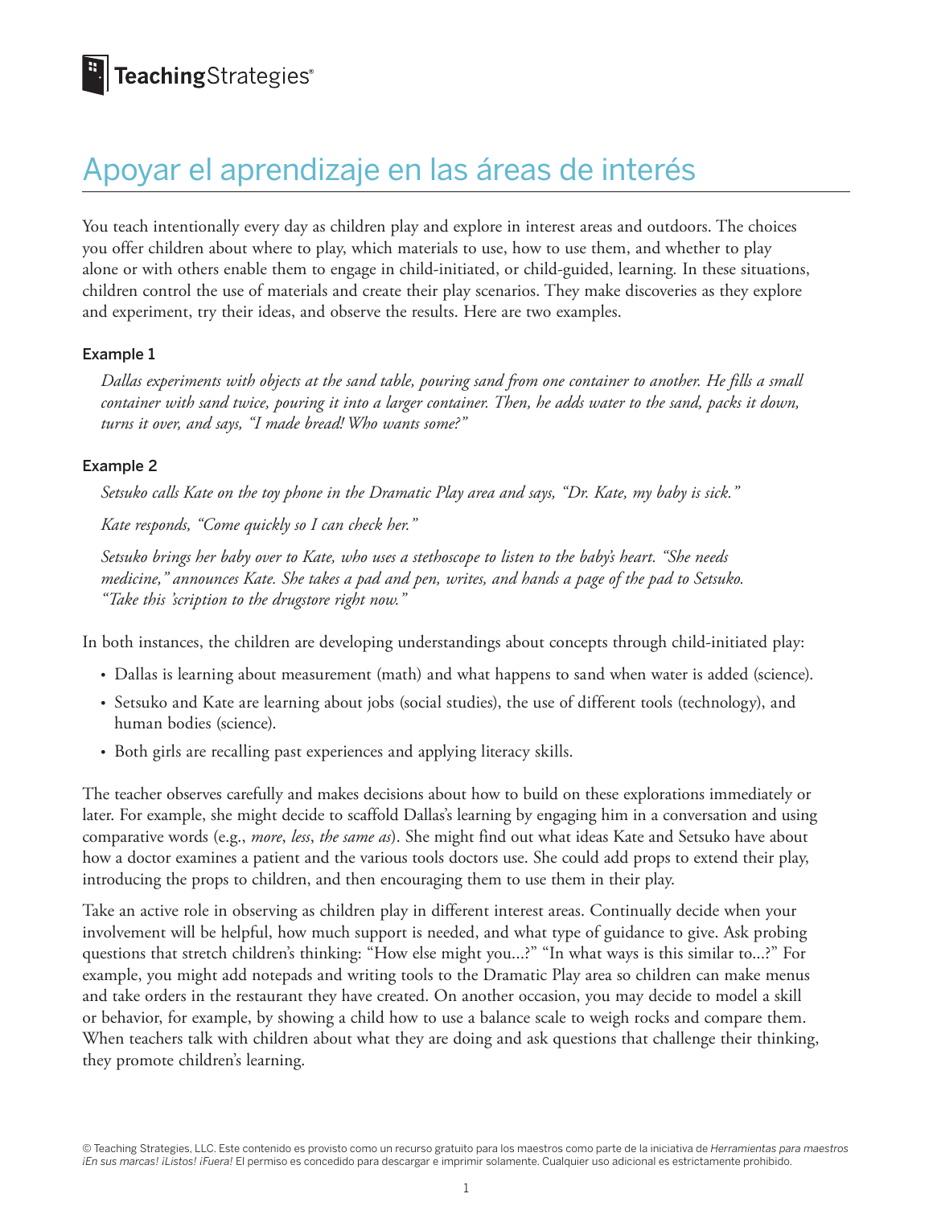# Apoyar el aprendizaje en las áreas de interés

You teach intentionally every day as children play and explore in interest areas and outdoors. The choices you offer children about where to play, which materials to use, how to use them, and whether to play alone or with others enable them to engage in child-initiated, or child-guided, learning. In these situations, children control the use of materials and create their play scenarios. They make discoveries as they explore and experiment, try their ideas, and observe the results. Here are two examples.

### Example 1

*Dallas experiments with objects at the sand table, pouring sand from one container to another. He fills a small container with sand twice, pouring it into a larger container. Then, he adds water to the sand, packs it down, turns it over, and says, "I made bread! Who wants some?"*

### Example 2

*Setsuko calls Kate on the toy phone in the Dramatic Play area and says, "Dr. Kate, my baby is sick."*

*Kate responds, "Come quickly so I can check her."*

*Setsuko brings her baby over to Kate, who uses a stethoscope to listen to the baby's heart. "She needs medicine," announces Kate. She takes a pad and pen, writes, and hands a page of the pad to Setsuko. "Take this 'scription to the drugstore right now."*

In both instances, the children are developing understandings about concepts through child-initiated play:

- Dallas is learning about measurement (math) and what happens to sand when water is added (science).
- Setsuko and Kate are learning about jobs (social studies), the use of different tools (technology), and human bodies (science).
- Both girls are recalling past experiences and applying literacy skills.

The teacher observes carefully and makes decisions about how to build on these explorations immediately or later. For example, she might decide to scaffold Dallas's learning by engaging him in a conversation and using comparative words (e.g., *more*, *less*, *the same as*). She might find out what ideas Kate and Setsuko have about how a doctor examines a patient and the various tools doctors use. She could add props to extend their play, introducing the props to children, and then encouraging them to use them in their play.

Take an active role in observing as children play in different interest areas. Continually decide when your involvement will be helpful, how much support is needed, and what type of guidance to give. Ask probing questions that stretch children's thinking: "How else might you...?" "In what ways is this similar to...?" For example, you might add notepads and writing tools to the Dramatic Play area so children can make menus and take orders in the restaurant they have created. On another occasion, you may decide to model a skill or behavior, for example, by showing a child how to use a balance scale to weigh rocks and compare them. When teachers talk with children about what they are doing and ask questions that challenge their thinking, they promote children's learning.

© Teaching Strategies, LLC. Este contenido es provisto como un recurso gratuito para los maestros como parte de la iniciativa de *Herramientas para maestros ¡En sus marcas! ¡Listos! ¡Fuera!* El permiso es concedido para descargar e imprimir solamente. Cualquier uso adicional es estrictamente prohibido.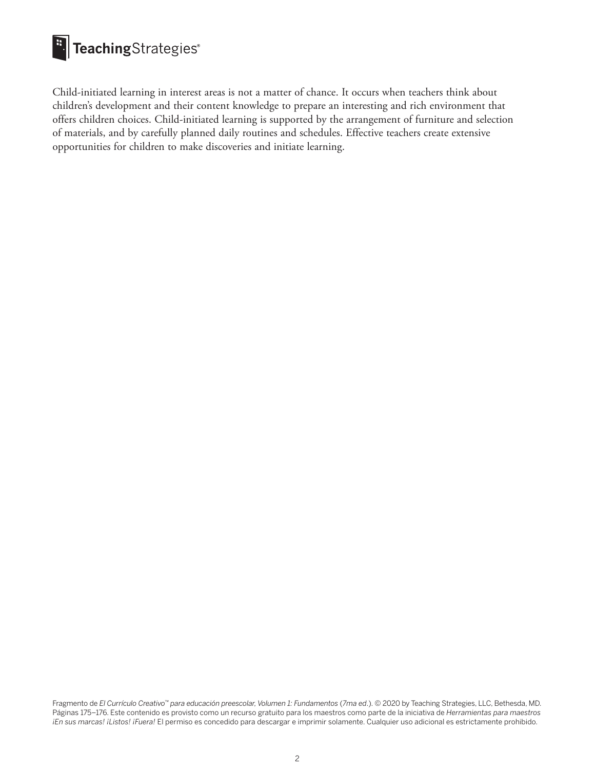Child-initiated learning in interest areas is not a matter of chance. It occurs when teachers think about children's development and their content knowledge to prepare an interesting and rich environment that offers children choices. Child-initiated learning is supported by the arrangement of furniture and selection of materials, and by carefully planned daily routines and schedules. Effective teachers create extensive opportunities for children to make discoveries and initiate learning.

Fragmento de *El Currículo Creativo™ para educación preescolar, Volumen 1: Fundamentos* (*7ma ed.*). © 2020 by Teaching Strategies, LLC, Bethesda, MD. Páginas 175–176. Este contenido es provisto como un recurso gratuito para los maestros como parte de la iniciativa de *Herramientas para maestros ¡En sus marcas! ¡Listos! ¡Fuera!* El permiso es concedido para descargar e imprimir solamente. Cualquier uso adicional es estrictamente prohibido.